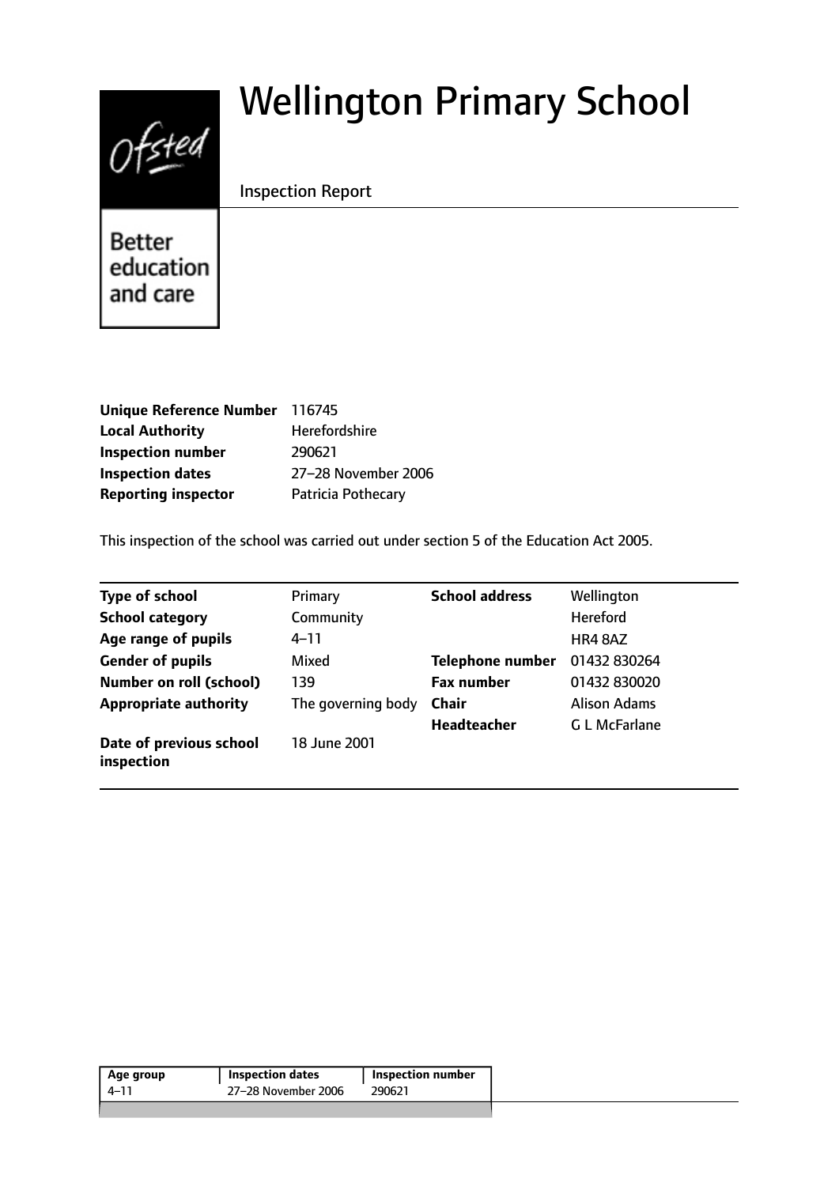# Wellington Primary School

Inspection Report

Better education and care

| | |
|---|---|
| **Unique Reference Number** | 116745 |
| **Local Authority** | Herefordshire |
| **Inspection number** | 290621 |
| **Inspection dates** | 27–28 November 2006 |
| **Reporting inspector** | Patricia Pothecary |

This inspection of the school was carried out under section 5 of the Education Act 2005.

| | | | |
|---|---|---|---|
| **Type of school** | Primary | **School address** | Wellington |
| **School category** | Community | | Hereford |
| **Age range of pupils** | 4–11 | | HR4 8AZ |
| **Gender of pupils** | Mixed | **Telephone number** | 01432 830264 |
| **Number on roll (school)** | 139 | **Fax number** | 01432 830020 |
| **Appropriate authority** | The governing body | **Chair** | Alison Adams |
| | | **Headteacher** | G L McFarlane |
| **Date of previous school inspection** | 18 June 2001 | | |

| Age group | Inspection dates | Inspection number |
|---|---|---|
| 4–11 | 27–28 November 2006 | 290621 |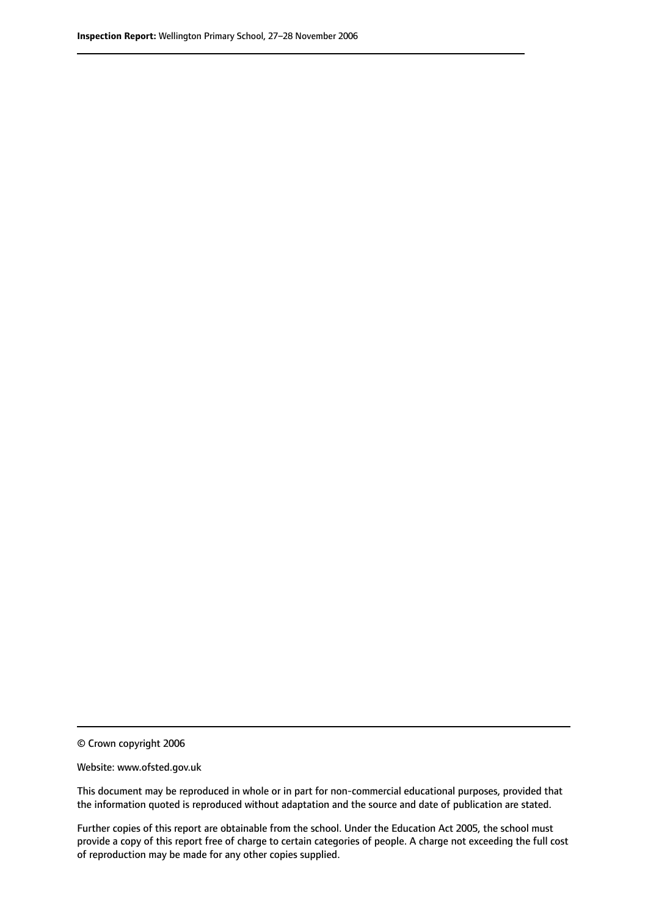© Crown copyright 2006

Website: www.ofsted.gov.uk

This document may be reproduced in whole or in part for non-commercial educational purposes, provided that the information quoted is reproduced without adaptation and the source and date of publication are stated.

Further copies of this report are obtainable from the school. Under the Education Act 2005, the school must provide a copy of this report free of charge to certain categories of people. A charge not exceeding the full cost of reproduction may be made for any other copies supplied.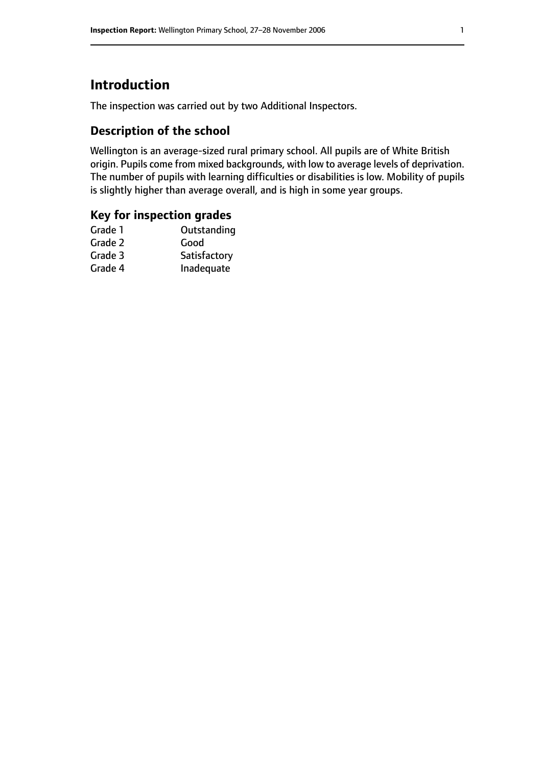## Introduction

The inspection was carried out by two Additional Inspectors.

### Description of the school

Wellington is an average-sized rural primary school. All pupils are of White British origin. Pupils come from mixed backgrounds, with low to average levels of deprivation. The number of pupils with learning difficulties or disabilities is low. Mobility of pupils is slightly higher than average overall, and is high in some year groups.

### Key for inspection grades

| | |
|---|---|
| Grade 1 | Outstanding |
| Grade 2 | Good |
| Grade 3 | Satisfactory |
| Grade 4 | Inadequate |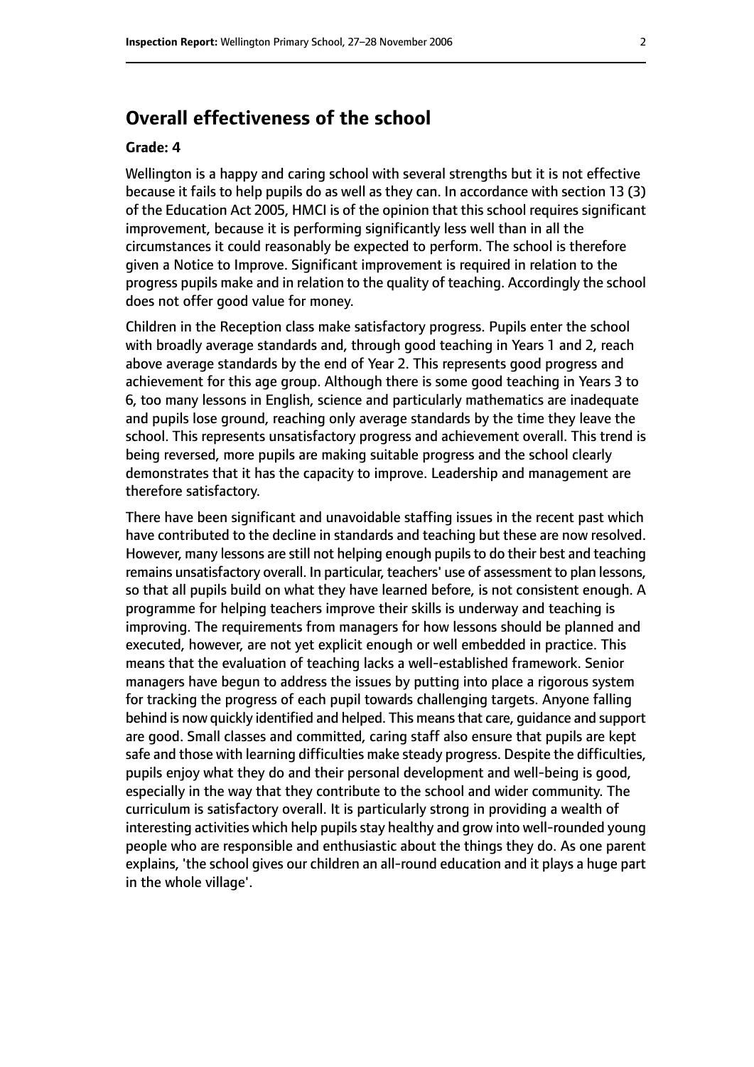## Overall effectiveness of the school

**Grade: 4**

Wellington is a happy and caring school with several strengths but it is not effective because it fails to help pupils do as well as they can. In accordance with section 13 (3) of the Education Act 2005, HMCI is of the opinion that this school requires significant improvement, because it is performing significantly less well than in all the circumstances it could reasonably be expected to perform. The school is therefore given a Notice to Improve. Significant improvement is required in relation to the progress pupils make and in relation to the quality of teaching. Accordingly the school does not offer good value for money.

Children in the Reception class make satisfactory progress. Pupils enter the school with broadly average standards and, through good teaching in Years 1 and 2, reach above average standards by the end of Year 2. This represents good progress and achievement for this age group. Although there is some good teaching in Years 3 to 6, too many lessons in English, science and particularly mathematics are inadequate and pupils lose ground, reaching only average standards by the time they leave the school. This represents unsatisfactory progress and achievement overall. This trend is being reversed, more pupils are making suitable progress and the school clearly demonstrates that it has the capacity to improve. Leadership and management are therefore satisfactory.

There have been significant and unavoidable staffing issues in the recent past which have contributed to the decline in standards and teaching but these are now resolved. However, many lessons are still not helping enough pupils to do their best and teaching remains unsatisfactory overall. In particular, teachers' use of assessment to plan lessons, so that all pupils build on what they have learned before, is not consistent enough. A programme for helping teachers improve their skills is underway and teaching is improving. The requirements from managers for how lessons should be planned and executed, however, are not yet explicit enough or well embedded in practice. This means that the evaluation of teaching lacks a well-established framework. Senior managers have begun to address the issues by putting into place a rigorous system for tracking the progress of each pupil towards challenging targets. Anyone falling behind is now quickly identified and helped. This means that care, guidance and support are good. Small classes and committed, caring staff also ensure that pupils are kept safe and those with learning difficulties make steady progress. Despite the difficulties, pupils enjoy what they do and their personal development and well-being is good, especially in the way that they contribute to the school and wider community. The curriculum is satisfactory overall. It is particularly strong in providing a wealth of interesting activities which help pupils stay healthy and grow into well-rounded young people who are responsible and enthusiastic about the things they do. As one parent explains, 'the school gives our children an all-round education and it plays a huge part in the whole village'.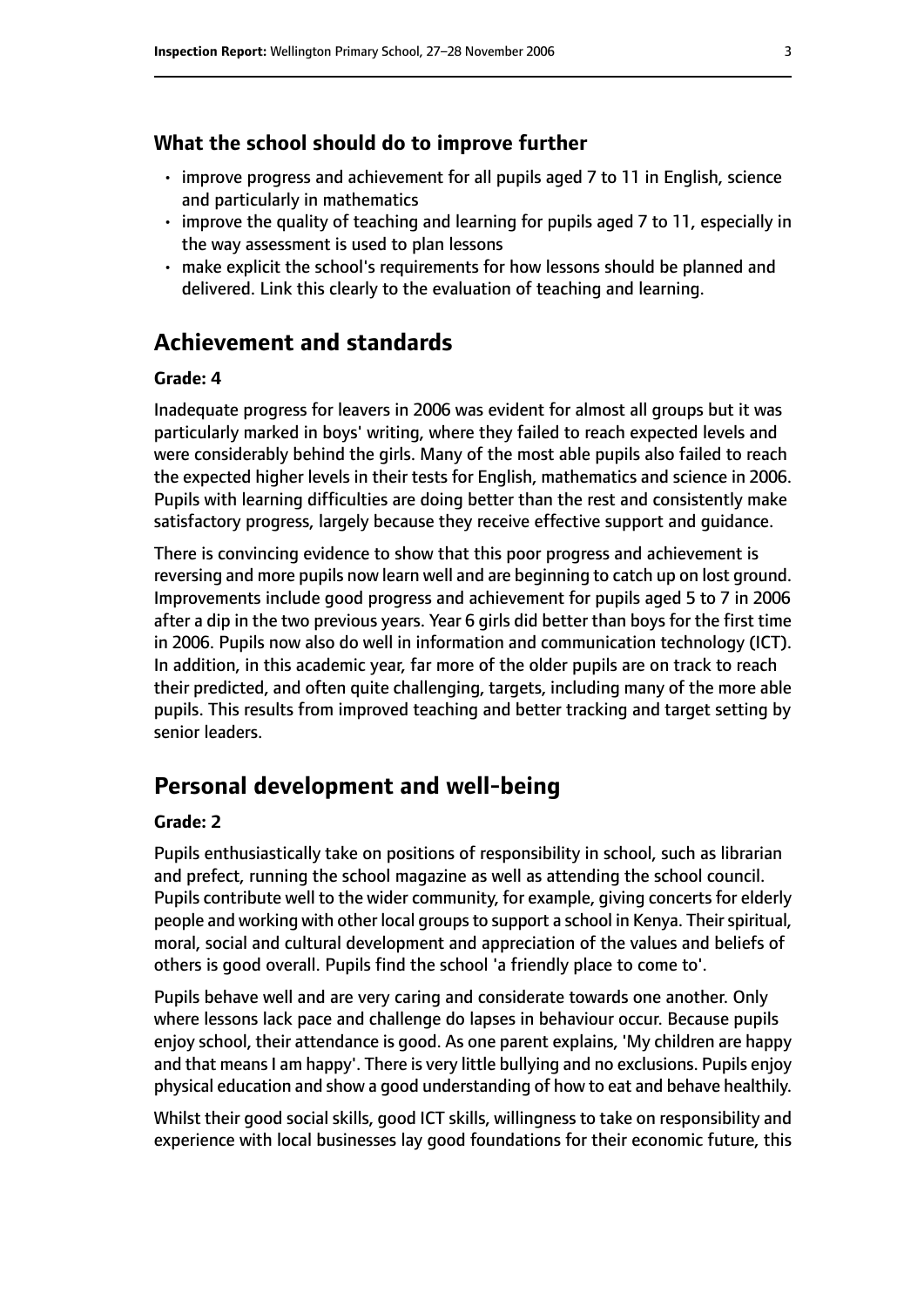### What the school should do to improve further

- improve progress and achievement for all pupils aged 7 to 11 in English, science and particularly in mathematics
- improve the quality of teaching and learning for pupils aged 7 to 11, especially in the way assessment is used to plan lessons
- make explicit the school's requirements for how lessons should be planned and delivered. Link this clearly to the evaluation of teaching and learning.

## Achievement and standards

**Grade: 4**

Inadequate progress for leavers in 2006 was evident for almost all groups but it was particularly marked in boys' writing, where they failed to reach expected levels and were considerably behind the girls. Many of the most able pupils also failed to reach the expected higher levels in their tests for English, mathematics and science in 2006. Pupils with learning difficulties are doing better than the rest and consistently make satisfactory progress, largely because they receive effective support and guidance.

There is convincing evidence to show that this poor progress and achievement is reversing and more pupils now learn well and are beginning to catch up on lost ground. Improvements include good progress and achievement for pupils aged 5 to 7 in 2006 after a dip in the two previous years. Year 6 girls did better than boys for the first time in 2006. Pupils now also do well in information and communication technology (ICT). In addition, in this academic year, far more of the older pupils are on track to reach their predicted, and often quite challenging, targets, including many of the more able pupils. This results from improved teaching and better tracking and target setting by senior leaders.

## Personal development and well-being

**Grade: 2**

Pupils enthusiastically take on positions of responsibility in school, such as librarian and prefect, running the school magazine as well as attending the school council. Pupils contribute well to the wider community, for example, giving concerts for elderly people and working with other local groups to support a school in Kenya. Their spiritual, moral, social and cultural development and appreciation of the values and beliefs of others is good overall. Pupils find the school 'a friendly place to come to'.

Pupils behave well and are very caring and considerate towards one another. Only where lessons lack pace and challenge do lapses in behaviour occur. Because pupils enjoy school, their attendance is good. As one parent explains, 'My children are happy and that means I am happy'. There is very little bullying and no exclusions. Pupils enjoy physical education and show a good understanding of how to eat and behave healthily.

Whilst their good social skills, good ICT skills, willingness to take on responsibility and experience with local businesses lay good foundations for their economic future, this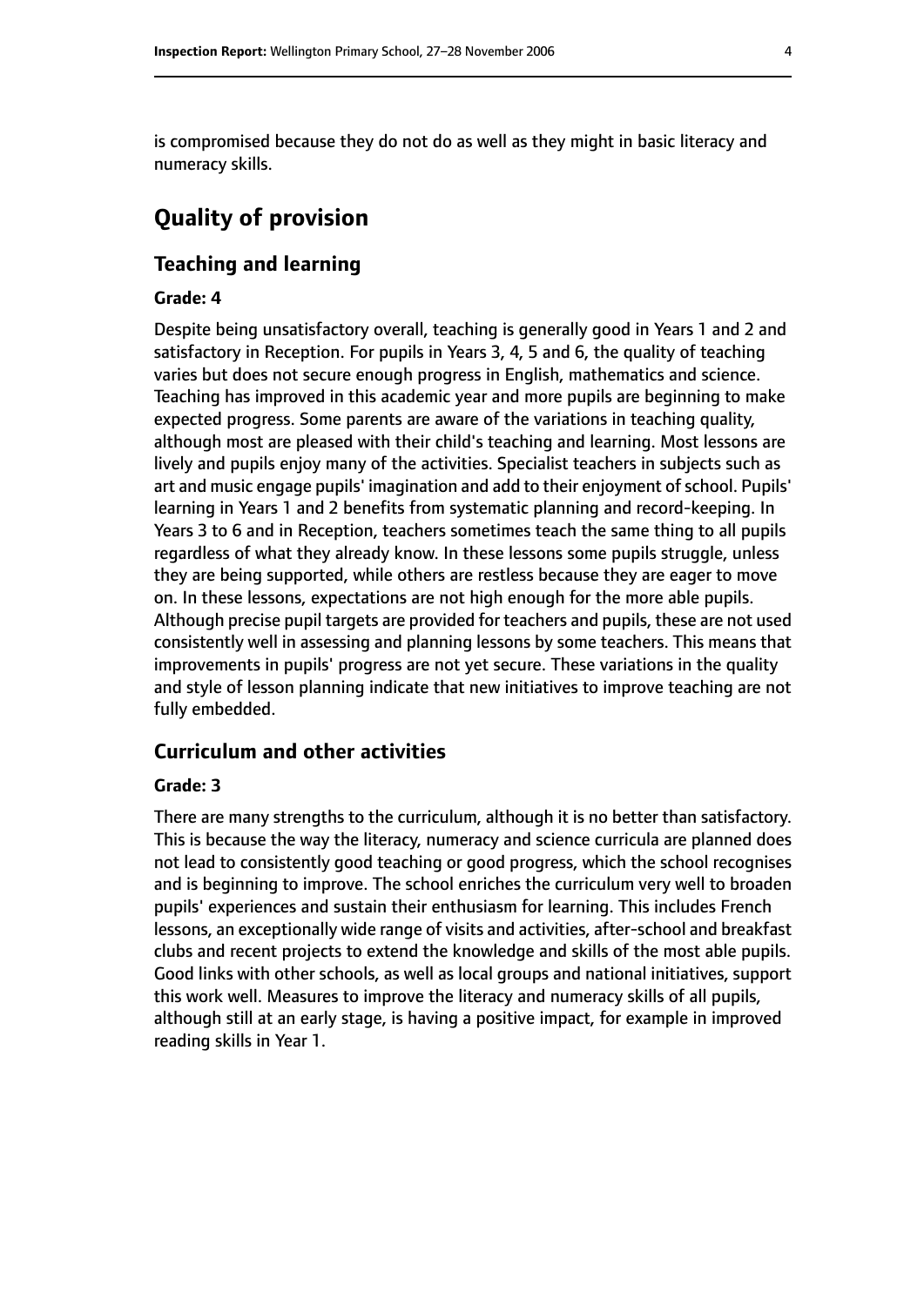is compromised because they do not do as well as they might in basic literacy and numeracy skills.

## Quality of provision

### Teaching and learning

#### Grade: 4

Despite being unsatisfactory overall, teaching is generally good in Years 1 and 2 and satisfactory in Reception. For pupils in Years 3, 4, 5 and 6, the quality of teaching varies but does not secure enough progress in English, mathematics and science. Teaching has improved in this academic year and more pupils are beginning to make expected progress. Some parents are aware of the variations in teaching quality, although most are pleased with their child's teaching and learning. Most lessons are lively and pupils enjoy many of the activities. Specialist teachers in subjects such as art and music engage pupils' imagination and add to their enjoyment of school. Pupils' learning in Years 1 and 2 benefits from systematic planning and record-keeping. In Years 3 to 6 and in Reception, teachers sometimes teach the same thing to all pupils regardless of what they already know. In these lessons some pupils struggle, unless they are being supported, while others are restless because they are eager to move on. In these lessons, expectations are not high enough for the more able pupils. Although precise pupil targets are provided for teachers and pupils, these are not used consistently well in assessing and planning lessons by some teachers. This means that improvements in pupils' progress are not yet secure. These variations in the quality and style of lesson planning indicate that new initiatives to improve teaching are not fully embedded.

### Curriculum and other activities

#### Grade: 3

There are many strengths to the curriculum, although it is no better than satisfactory. This is because the way the literacy, numeracy and science curricula are planned does not lead to consistently good teaching or good progress, which the school recognises and is beginning to improve. The school enriches the curriculum very well to broaden pupils' experiences and sustain their enthusiasm for learning. This includes French lessons, an exceptionally wide range of visits and activities, after-school and breakfast clubs and recent projects to extend the knowledge and skills of the most able pupils. Good links with other schools, as well as local groups and national initiatives, support this work well. Measures to improve the literacy and numeracy skills of all pupils, although still at an early stage, is having a positive impact, for example in improved reading skills in Year 1.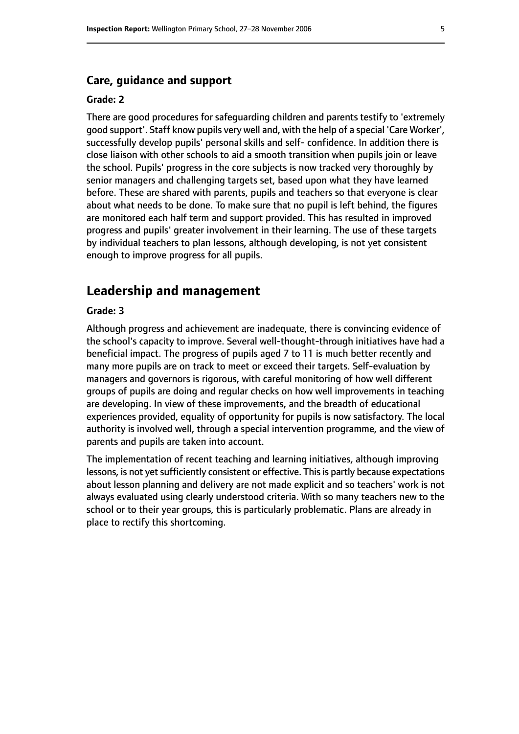### Care, guidance and support

#### Grade: 2

There are good procedures for safeguarding children and parents testify to 'extremely good support'. Staff know pupils very well and, with the help of a special 'Care Worker', successfully develop pupils' personal skills and self- confidence. In addition there is close liaison with other schools to aid a smooth transition when pupils join or leave the school. Pupils' progress in the core subjects is now tracked very thoroughly by senior managers and challenging targets set, based upon what they have learned before. These are shared with parents, pupils and teachers so that everyone is clear about what needs to be done. To make sure that no pupil is left behind, the figures are monitored each half term and support provided. This has resulted in improved progress and pupils' greater involvement in their learning. The use of these targets by individual teachers to plan lessons, although developing, is not yet consistent enough to improve progress for all pupils.

## Leadership and management

#### Grade: 3

Although progress and achievement are inadequate, there is convincing evidence of the school's capacity to improve. Several well-thought-through initiatives have had a beneficial impact. The progress of pupils aged 7 to 11 is much better recently and many more pupils are on track to meet or exceed their targets. Self-evaluation by managers and governors is rigorous, with careful monitoring of how well different groups of pupils are doing and regular checks on how well improvements in teaching are developing. In view of these improvements, and the breadth of educational experiences provided, equality of opportunity for pupils is now satisfactory. The local authority is involved well, through a special intervention programme, and the view of parents and pupils are taken into account.

The implementation of recent teaching and learning initiatives, although improving lessons, is not yet sufficiently consistent or effective. This is partly because expectations about lesson planning and delivery are not made explicit and so teachers' work is not always evaluated using clearly understood criteria. With so many teachers new to the school or to their year groups, this is particularly problematic. Plans are already in place to rectify this shortcoming.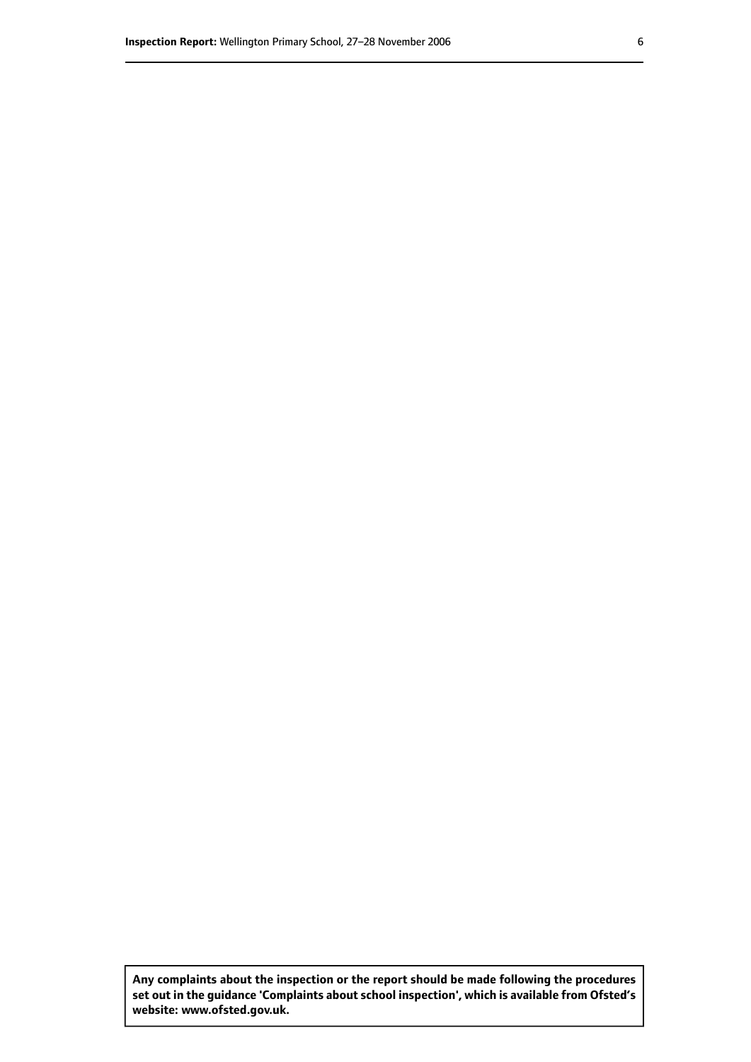**Any complaints about the inspection or the report should be made following the procedures set out in the guidance 'Complaints about school inspection', which is available from Ofsted's website: www.ofsted.gov.uk.**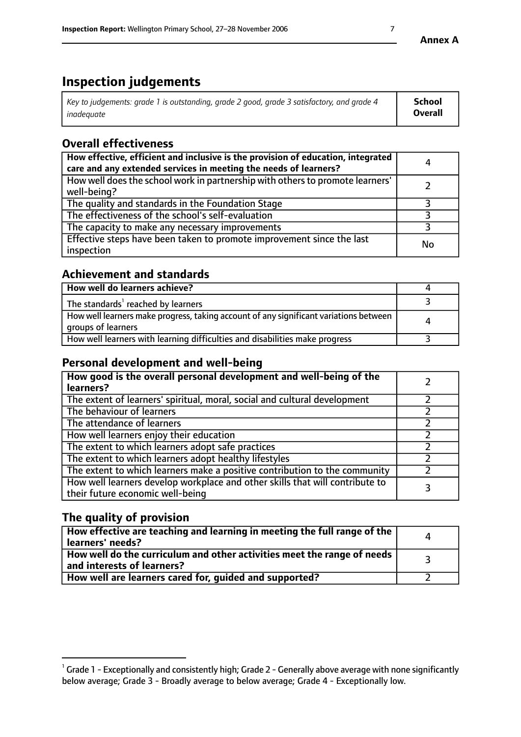**Annex A**

# Inspection judgements

| *Key to judgements: grade 1 is outstanding, grade 2 good, grade 3 satisfactory, and grade 4 inadequate* | **School Overall** |
|---|---|

## Overall effectiveness

| | |
|---|---|
| **How effective, efficient and inclusive is the provision of education, integrated care and any extended services in meeting the needs of learners?** | 4 |
| How well does the school work in partnership with others to promote learners' well-being? | 2 |
| The quality and standards in the Foundation Stage | 3 |
| The effectiveness of the school's self-evaluation | 3 |
| The capacity to make any necessary improvements | 3 |
| Effective steps have been taken to promote improvement since the last inspection | No |

## Achievement and standards

| | |
|---|---|
| **How well do learners achieve?** | 4 |
| The standards[1] reached by learners | 3 |
| How well learners make progress, taking account of any significant variations between groups of learners | 4 |
| How well learners with learning difficulties and disabilities make progress | 3 |

## Personal development and well-being

| | |
|---|---|
| **How good is the overall personal development and well-being of the learners?** | 2 |
| The extent of learners' spiritual, moral, social and cultural development | 2 |
| The behaviour of learners | 2 |
| The attendance of learners | 2 |
| How well learners enjoy their education | 2 |
| The extent to which learners adopt safe practices | 2 |
| The extent to which learners adopt healthy lifestyles | 2 |
| The extent to which learners make a positive contribution to the community | 2 |
| How well learners develop workplace and other skills that will contribute to their future economic well-being | 3 |

## The quality of provision

| | |
|---|---|
| **How effective are teaching and learning in meeting the full range of the learners' needs?** | 4 |
| **How well do the curriculum and other activities meet the range of needs and interests of learners?** | 3 |
| **How well are learners cared for, guided and supported?** | 2 |

[1] Grade 1 - Exceptionally and consistently high; Grade 2 - Generally above average with none significantly below average; Grade 3 - Broadly average to below average; Grade 4 - Exceptionally low.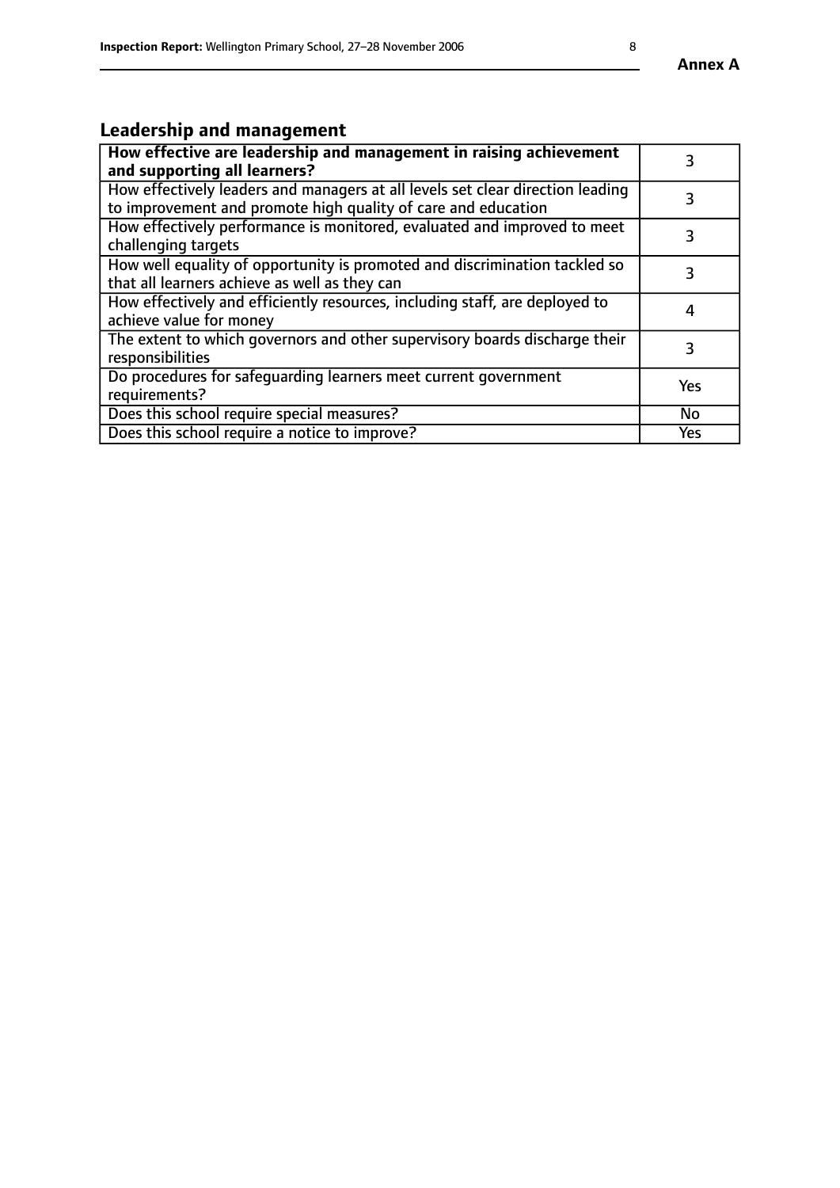## Leadership and management

| **How effective are leadership and management in raising achievement and supporting all learners?** | 3 |
|---|---|
| How effectively leaders and managers at all levels set clear direction leading to improvement and promote high quality of care and education | 3 |
| How effectively performance is monitored, evaluated and improved to meet challenging targets | 3 |
| How well equality of opportunity is promoted and discrimination tackled so that all learners achieve as well as they can | 3 |
| How effectively and efficiently resources, including staff, are deployed to achieve value for money | 4 |
| The extent to which governors and other supervisory boards discharge their responsibilities | 3 |
| Do procedures for safeguarding learners meet current government requirements? | Yes |
| Does this school require special measures? | No |
| Does this school require a notice to improve? | Yes |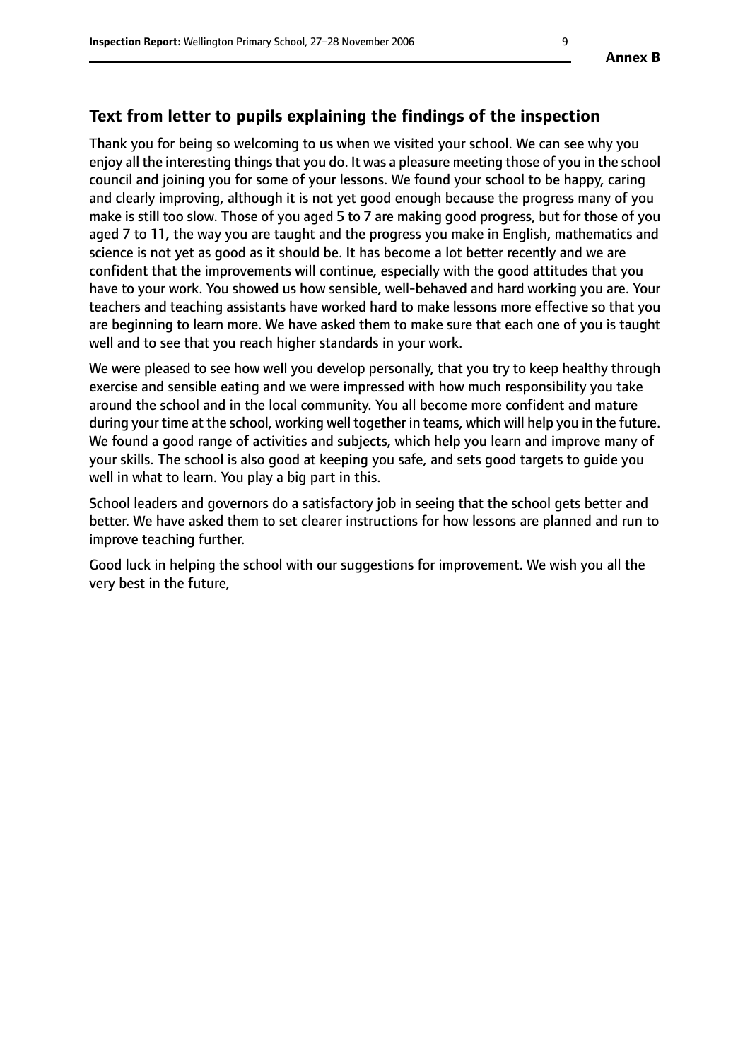## Text from letter to pupils explaining the findings of the inspection

Thank you for being so welcoming to us when we visited your school. We can see why you enjoy all the interesting things that you do. It was a pleasure meeting those of you in the school council and joining you for some of your lessons. We found your school to be happy, caring and clearly improving, although it is not yet good enough because the progress many of you make is still too slow. Those of you aged 5 to 7 are making good progress, but for those of you aged 7 to 11, the way you are taught and the progress you make in English, mathematics and science is not yet as good as it should be. It has become a lot better recently and we are confident that the improvements will continue, especially with the good attitudes that you have to your work. You showed us how sensible, well-behaved and hard working you are. Your teachers and teaching assistants have worked hard to make lessons more effective so that you are beginning to learn more. We have asked them to make sure that each one of you is taught well and to see that you reach higher standards in your work.

We were pleased to see how well you develop personally, that you try to keep healthy through exercise and sensible eating and we were impressed with how much responsibility you take around the school and in the local community. You all become more confident and mature during your time at the school, working well together in teams, which will help you in the future. We found a good range of activities and subjects, which help you learn and improve many of your skills. The school is also good at keeping you safe, and sets good targets to guide you well in what to learn. You play a big part in this.

School leaders and governors do a satisfactory job in seeing that the school gets better and better. We have asked them to set clearer instructions for how lessons are planned and run to improve teaching further.

Good luck in helping the school with our suggestions for improvement. We wish you all the very best in the future,